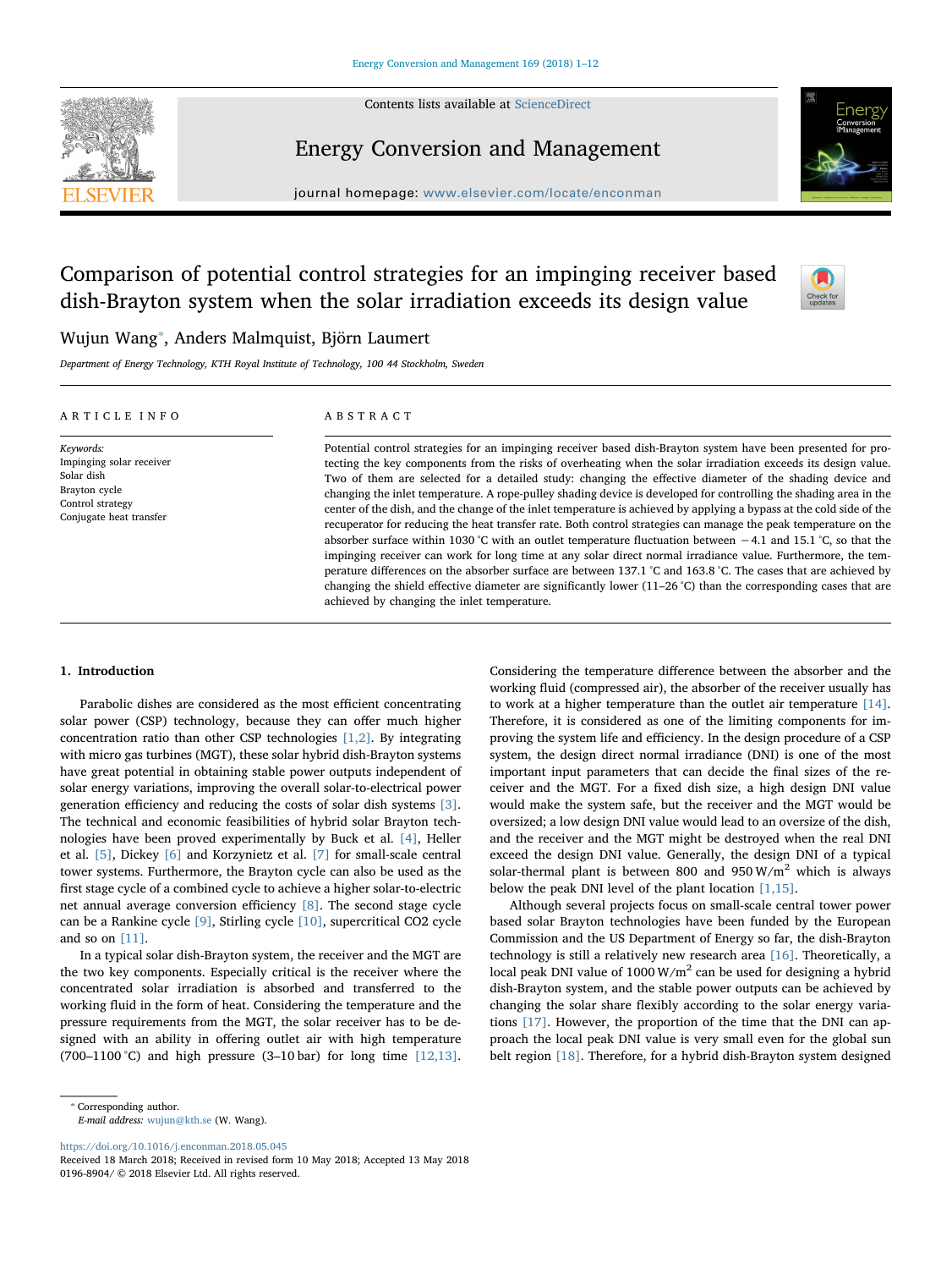# Comparison of potential control strategies for an impinging receiver based dish-Brayton system when the solar irradiation exceeds its design value

Wujun Wang*, Anders Malmquist, Björn Laumert

*Department of Energy Technology, KTH Royal Institute of Technology, 100 44 Stockholm, Sweden*

## ARTICLE INFO

*Keywords:*
Impinging solar receiver
Solar dish
Brayton cycle
Control strategy
Conjugate heat transfer

## ABSTRACT

Potential control strategies for an impinging receiver based dish-Brayton system have been presented for protecting the key components from the risks of overheating when the solar irradiation exceeds its design value. Two of them are selected for a detailed study: changing the effective diameter of the shading device and changing the inlet temperature. A rope-pulley shading device is developed for controlling the shading area in the center of the dish, and the change of the inlet temperature is achieved by applying a bypass at the cold side of the recuperator for reducing the heat transfer rate. Both control strategies can manage the peak temperature on the absorber surface within 1030 °C with an outlet temperature fluctuation between −4.1 and 15.1 °C, so that the impinging receiver can work for long time at any solar direct normal irradiance value. Furthermore, the temperature differences on the absorber surface are between 137.1 °C and 163.8 °C. The cases that are achieved by changing the shield effective diameter are significantly lower (11–26 °C) than the corresponding cases that are achieved by changing the inlet temperature.

## 1. Introduction

Parabolic dishes are considered as the most efficient concentrating solar power (CSP) technology, because they can offer much higher concentration ratio than other CSP technologies [1,2]. By integrating with micro gas turbines (MGT), these solar hybrid dish-Brayton systems have great potential in obtaining stable power outputs independent of solar energy variations, improving the overall solar-to-electrical power generation efficiency and reducing the costs of solar dish systems [3]. The technical and economic feasibilities of hybrid solar Brayton technologies have been proved experimentally by Buck et al. [4], Heller et al. [5], Dickey [6] and Korzynietz et al. [7] for small-scale central tower systems. Furthermore, the Brayton cycle can also be used as the first stage cycle of a combined cycle to achieve a higher solar-to-electric net annual average conversion efficiency [8]. The second stage cycle can be a Rankine cycle [9], Stirling cycle [10], supercritical CO2 cycle and so on [11].

In a typical solar dish-Brayton system, the receiver and the MGT are the two key components. Especially critical is the receiver where the concentrated solar irradiation is absorbed and transferred to the working fluid in the form of heat. Considering the temperature and the pressure requirements from the MGT, the solar receiver has to be designed with an ability in offering outlet air with high temperature (700–1100 °C) and high pressure (3–10 bar) for long time [12,13]. Considering the temperature difference between the absorber and the working fluid (compressed air), the absorber of the receiver usually has to work at a higher temperature than the outlet air temperature [14]. Therefore, it is considered as one of the limiting components for improving the system life and efficiency. In the design procedure of a CSP system, the design direct normal irradiance (DNI) is one of the most important input parameters that can decide the final sizes of the receiver and the MGT. For a fixed dish size, a high design DNI value would make the system safe, but the receiver and the MGT would be oversized; a low design DNI value would lead to an oversize of the dish, and the receiver and the MGT might be destroyed when the real DNI exceed the design DNI value. Generally, the design DNI of a typical solar-thermal plant is between 800 and 950 $W/m^2$ which is always below the peak DNI level of the plant location [1,15].

Although several projects focus on small-scale central tower power based solar Brayton technologies have been funded by the European Commission and the US Department of Energy so far, the dish-Brayton technology is still a relatively new research area [16]. Theoretically, a local peak DNI value of 1000 $W/m^2$ can be used for designing a hybrid dish-Brayton system, and the stable power outputs can be achieved by changing the solar share flexibly according to the solar energy variations [17]. However, the proportion of the time that the DNI can approach the local peak DNI value is very small even for the global sun belt region [18]. Therefore, for a hybrid dish-Brayton system designed

* Corresponding author.
*E-mail address:* wujun@kth.se (W. Wang).

https://doi.org/10.1016/j.enconman.2018.05.045
Received 18 March 2018; Received in revised form 10 May 2018; Accepted 13 May 2018
0196-8904/ © 2018 Elsevier Ltd. All rights reserved.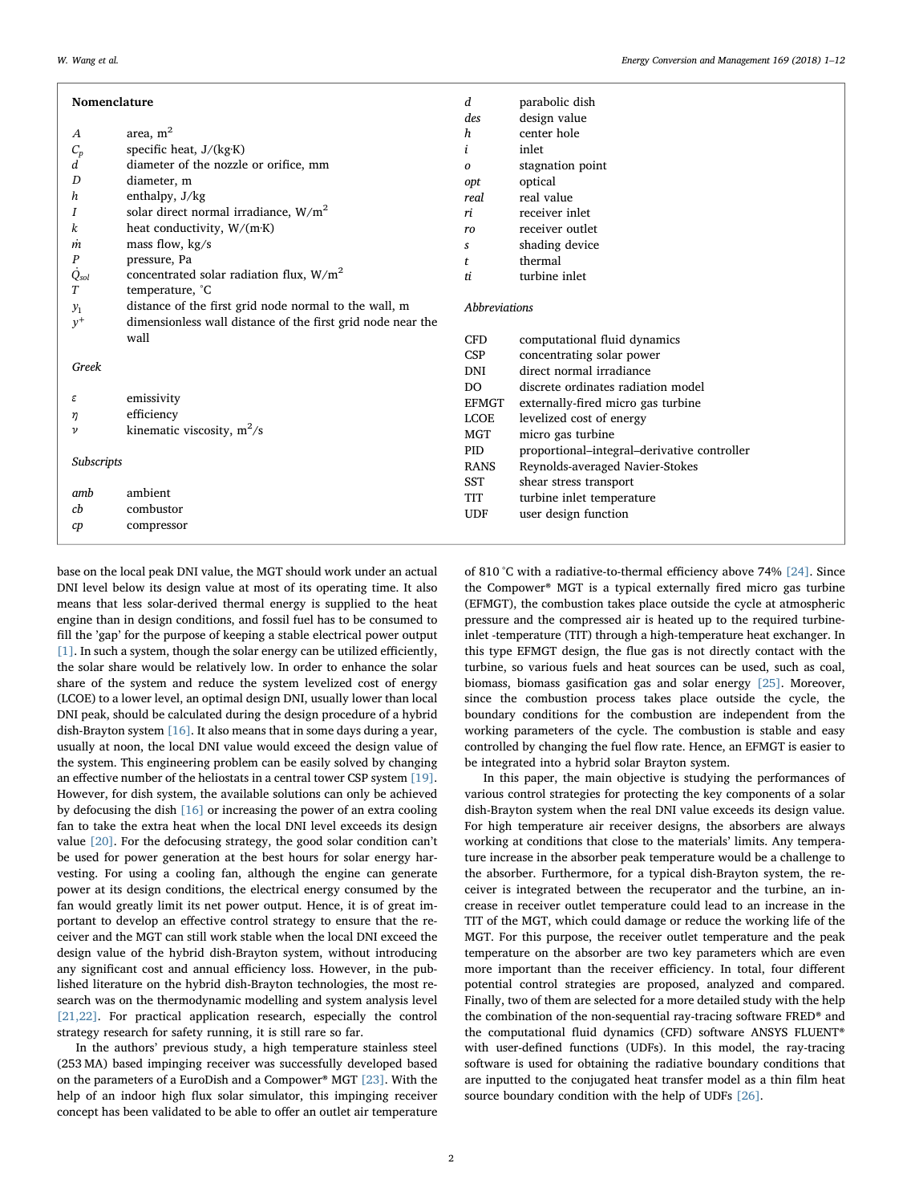## Nomenclature

| | |
|---|---|
| $A$ | area, m$^2$ |
| $C_p$ | specific heat, J/(kg·K) |
| $d$ | diameter of the nozzle or orifice, mm |
| $D$ | diameter, m |
| $h$ | enthalpy, J/kg |
| $I$ | solar direct normal irradiance, W/m$^2$ |
| $k$ | heat conductivity, W/(m·K) |
| $\dot{m}$ | mass flow, kg/s |
| $P$ | pressure, Pa |
| $\dot{Q}_{sol}$ | concentrated solar radiation flux, W/m$^2$ |
| $T$ | temperature, °C |
| $y_1$ | distance of the first grid node normal to the wall, m |
| $y^+$ | dimensionless wall distance of the first grid node near the wall |

*Greek*

| | |
|---|---|
| $\varepsilon$ | emissivity |
| $\eta$ | efficiency |
| $\nu$ | kinematic viscosity, m$^2$/s |

*Subscripts*

| | |
|---|---|
| $amb$ | ambient |
| $cb$ | combustor |
| $cp$ | compressor |
| $d$ | parabolic dish |
| $des$ | design value |
| $h$ | center hole |
| $i$ | inlet |
| $o$ | stagnation point |
| $opt$ | optical |
| $real$ | real value |
| $ri$ | receiver inlet |
| $ro$ | receiver outlet |
| $s$ | shading device |
| $t$ | thermal |
| $ti$ | turbine inlet |

*Abbreviations*

| | |
|---|---|
| CFD | computational fluid dynamics |
| CSP | concentrating solar power |
| DNI | direct normal irradiance |
| DO | discrete ordinates radiation model |
| EFMGT | externally-fired micro gas turbine |
| LCOE | levelized cost of energy |
| MGT | micro gas turbine |
| PID | proportional–integral–derivative controller |
| RANS | Reynolds-averaged Navier-Stokes |
| SST | shear stress transport |
| TIT | turbine inlet temperature |
| UDF | user design function |

base on the local peak DNI value, the MGT should work under an actual DNI level below its design value at most of its operating time. It also means that less solar-derived thermal energy is supplied to the heat engine than in design conditions, and fossil fuel has to be consumed to fill the 'gap' for the purpose of keeping a stable electrical power output [1]. In such a system, though the solar energy can be utilized efficiently, the solar share would be relatively low. In order to enhance the solar share of the system and reduce the system levelized cost of energy (LCOE) to a lower level, an optimal design DNI, usually lower than local DNI peak, should be calculated during the design procedure of a hybrid dish-Brayton system [16]. It also means that in some days during a year, usually at noon, the local DNI value would exceed the design value of the system. This engineering problem can be easily solved by changing an effective number of the heliostats in a central tower CSP system [19]. However, for dish system, the available solutions can only be achieved by defocusing the dish [16] or increasing the power of an extra cooling fan to take the extra heat when the local DNI level exceeds its design value [20]. For the defocusing strategy, the good solar condition can't be used for power generation at the best hours for solar energy harvesting. For using a cooling fan, although the engine can generate power at its design conditions, the electrical energy consumed by the fan would greatly limit its net power output. Hence, it is of great important to develop an effective control strategy to ensure that the receiver and the MGT can still work stable when the local DNI exceed the design value of the hybrid dish-Brayton system, without introducing any significant cost and annual efficiency loss. However, in the published literature on the hybrid dish-Brayton technologies, the most research was on the thermodynamic modelling and system analysis level [21,22]. For practical application research, especially the control strategy research for safety running, it is still rare so far.

In the authors' previous study, a high temperature stainless steel (253 MA) based impinging receiver was successfully developed based on the parameters of a EuroDish and a Compower® MGT [23]. With the help of an indoor high flux solar simulator, this impinging receiver concept has been validated to be able to offer an outlet air temperature of 810 °C with a radiative-to-thermal efficiency above 74% [24]. Since the Compower® MGT is a typical externally fired micro gas turbine (EFMGT), the combustion takes place outside the cycle at atmospheric pressure and the compressed air is heated up to the required turbine-inlet -temperature (TIT) through a high-temperature heat exchanger. In this type EFMGT design, the flue gas is not directly contact with the turbine, so various fuels and heat sources can be used, such as coal, biomass, biomass gasification gas and solar energy [25]. Moreover, since the combustion process takes place outside the cycle, the boundary conditions for the combustion are independent from the working parameters of the cycle. The combustion is stable and easy controlled by changing the fuel flow rate. Hence, an EFMGT is easier to be integrated into a hybrid solar Brayton system.

In this paper, the main objective is studying the performances of various control strategies for protecting the key components of a solar dish-Brayton system when the real DNI value exceeds its design value. For high temperature air receiver designs, the absorbers are always working at conditions that close to the materials' limits. Any temperature increase in the absorber peak temperature would be a challenge to the absorber. Furthermore, for a typical dish-Brayton system, the receiver is integrated between the recuperator and the turbine, an increase in receiver outlet temperature could lead to an increase in the TIT of the MGT, which could damage or reduce the working life of the MGT. For this purpose, the receiver outlet temperature and the peak temperature on the absorber are two key parameters which are even more important than the receiver efficiency. In total, four different potential control strategies are proposed, analyzed and compared. Finally, two of them are selected for a more detailed study with the help the combination of the non-sequential ray-tracing software FRED® and the computational fluid dynamics (CFD) software ANSYS FLUENT® with user-defined functions (UDFs). In this model, the ray-tracing software is used for obtaining the radiative boundary conditions that are inputted to the conjugated heat transfer model as a thin film heat source boundary condition with the help of UDFs [26].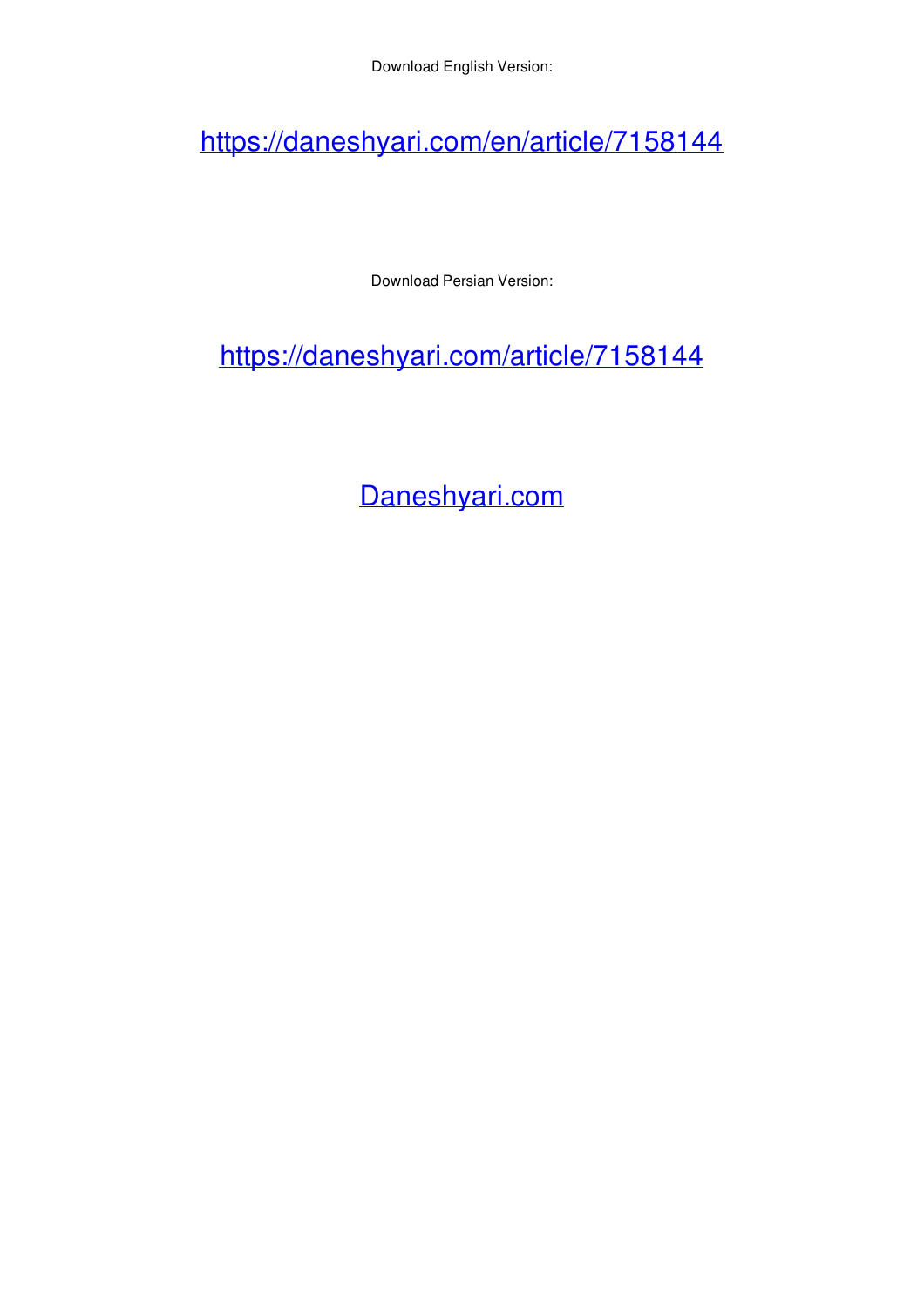Download English Version:

https://daneshyari.com/en/article/7158144

Download Persian Version:

https://daneshyari.com/article/7158144

Daneshyari.com